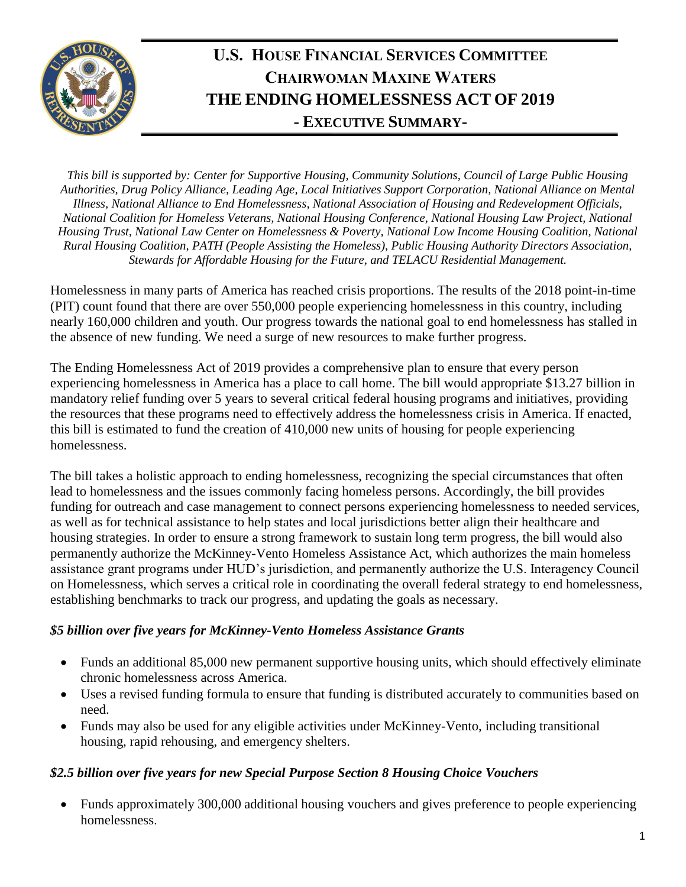# U.S. HOUSE FINANCIAL SERVICES COMMITTEE
# CHAIRWOMAN MAXINE WATERS
# THE ENDING HOMELESSNESS ACT OF 2019
## - EXECUTIVE SUMMARY-

*This bill is supported by: Center for Supportive Housing, Community Solutions, Council of Large Public Housing Authorities, Drug Policy Alliance, Leading Age, Local Initiatives Support Corporation, National Alliance on Mental Illness, National Alliance to End Homelessness, National Association of Housing and Redevelopment Officials, National Coalition for Homeless Veterans, National Housing Conference, National Housing Law Project, National Housing Trust, National Law Center on Homelessness & Poverty, National Low Income Housing Coalition, National Rural Housing Coalition, PATH (People Assisting the Homeless), Public Housing Authority Directors Association, Stewards for Affordable Housing for the Future, and TELACU Residential Management.*

Homelessness in many parts of America has reached crisis proportions. The results of the 2018 point-in-time (PIT) count found that there are over 550,000 people experiencing homelessness in this country, including nearly 160,000 children and youth. Our progress towards the national goal to end homelessness has stalled in the absence of new funding. We need a surge of new resources to make further progress.

The Ending Homelessness Act of 2019 provides a comprehensive plan to ensure that every person experiencing homelessness in America has a place to call home. The bill would appropriate $13.27 billion in mandatory relief funding over 5 years to several critical federal housing programs and initiatives, providing the resources that these programs need to effectively address the homelessness crisis in America. If enacted, this bill is estimated to fund the creation of 410,000 new units of housing for people experiencing homelessness.

The bill takes a holistic approach to ending homelessness, recognizing the special circumstances that often lead to homelessness and the issues commonly facing homeless persons. Accordingly, the bill provides funding for outreach and case management to connect persons experiencing homelessness to needed services, as well as for technical assistance to help states and local jurisdictions better align their healthcare and housing strategies. In order to ensure a strong framework to sustain long term progress, the bill would also permanently authorize the McKinney-Vento Homeless Assistance Act, which authorizes the main homeless assistance grant programs under HUD's jurisdiction, and permanently authorize the U.S. Interagency Council on Homelessness, which serves a critical role in coordinating the overall federal strategy to end homelessness, establishing benchmarks to track our progress, and updating the goals as necessary.

### *$5 billion over five years for McKinney-Vento Homeless Assistance Grants*

- Funds an additional 85,000 new permanent supportive housing units, which should effectively eliminate chronic homelessness across America.
- Uses a revised funding formula to ensure that funding is distributed accurately to communities based on need.
- Funds may also be used for any eligible activities under McKinney-Vento, including transitional housing, rapid rehousing, and emergency shelters.

### *$2.5 billion over five years for new Special Purpose Section 8 Housing Choice Vouchers*

- Funds approximately 300,000 additional housing vouchers and gives preference to people experiencing homelessness.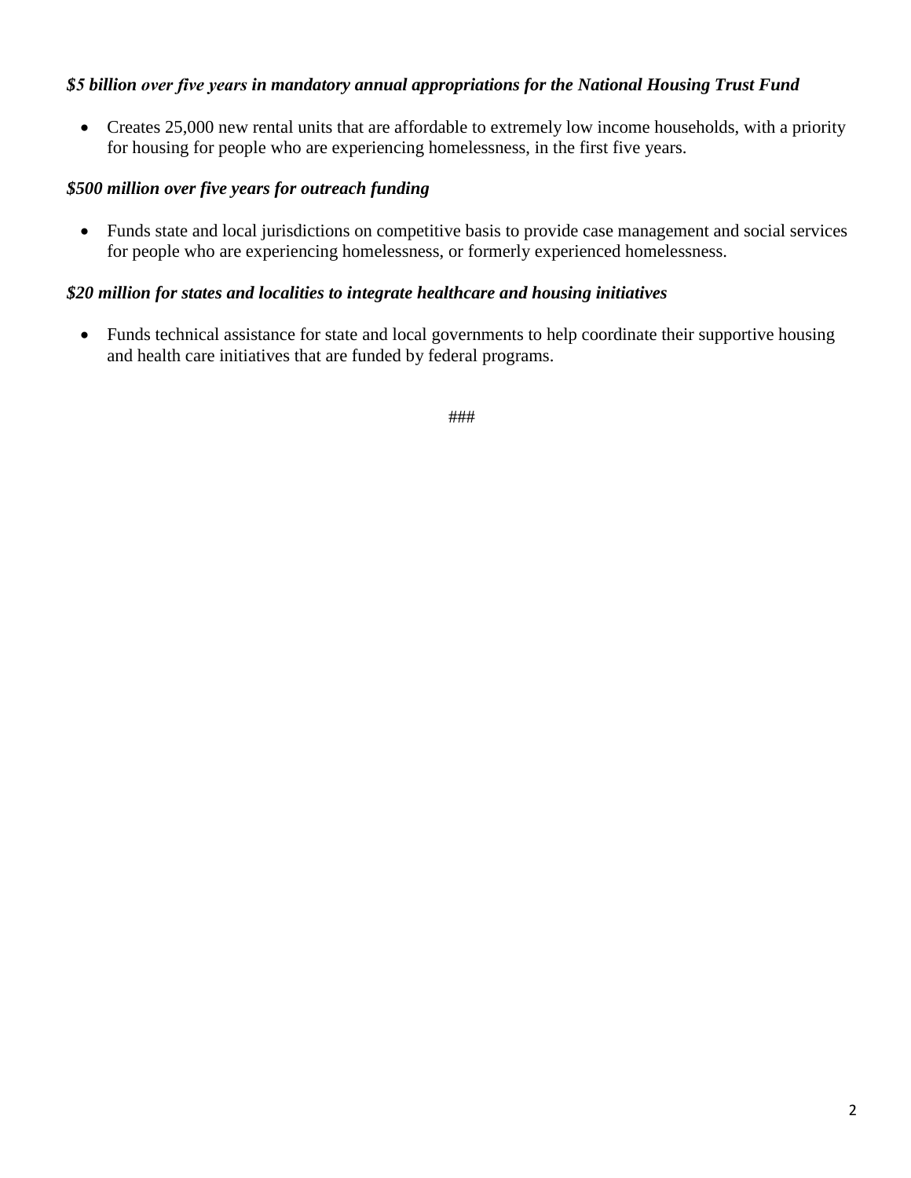***$5 billion over five years in mandatory annual appropriations for the National Housing Trust Fund***

- Creates 25,000 new rental units that are affordable to extremely low income households, with a priority for housing for people who are experiencing homelessness, in the first five years.

***$500 million over five years for outreach funding***

- Funds state and local jurisdictions on competitive basis to provide case management and social services for people who are experiencing homelessness, or formerly experienced homelessness.

***$20 million for states and localities to integrate healthcare and housing initiatives***

- Funds technical assistance for state and local governments to help coordinate their supportive housing and health care initiatives that are funded by federal programs.

###